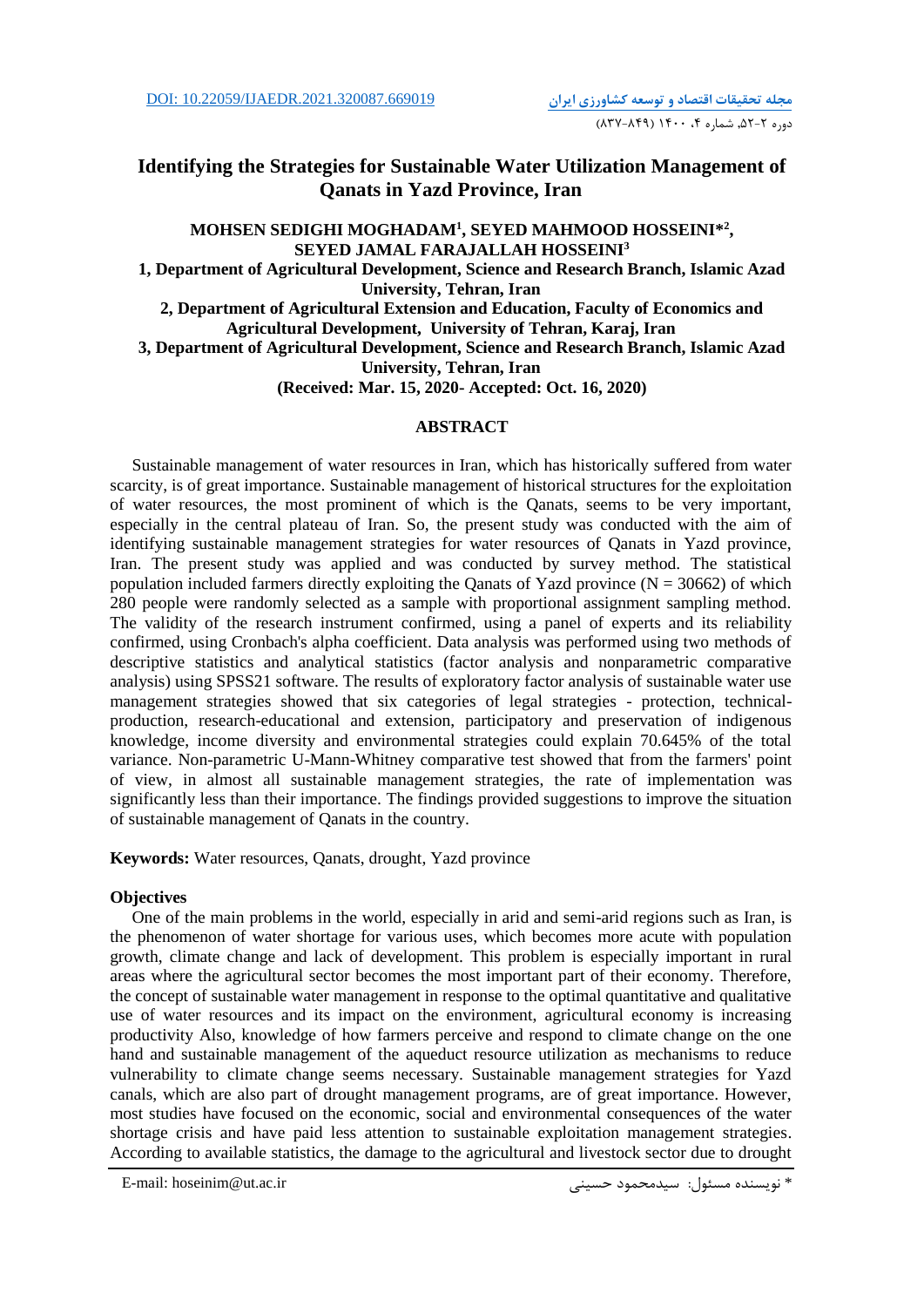# Identifying the Strategies for Sustainable Water Utilization Management of Qanats in Yazd Province, Iran

**MOHSEN SEDIGHI MOGHADAM[1], SEYED MAHMOOD HOSSEINI*[2], SEYED JAMAL FARAJALLAH HOSSEINI[3]**

**1, Department of Agricultural Development, Science and Research Branch, Islamic Azad University, Tehran, Iran**

**2, Department of Agricultural Extension and Education, Faculty of Economics and Agricultural Development, University of Tehran, Karaj, Iran**

**3, Department of Agricultural Development, Science and Research Branch, Islamic Azad University, Tehran, Iran**

**(Received: Mar. 15, 2020- Accepted: Oct. 16, 2020)**

## ABSTRACT

Sustainable management of water resources in Iran, which has historically suffered from water scarcity, is of great importance. Sustainable management of historical structures for the exploitation of water resources, the most prominent of which is the Qanats, seems to be very important, especially in the central plateau of Iran. So, the present study was conducted with the aim of identifying sustainable management strategies for water resources of Qanats in Yazd province, Iran. The present study was applied and was conducted by survey method. The statistical population included farmers directly exploiting the Qanats of Yazd province (N = 30662) of which 280 people were randomly selected as a sample with proportional assignment sampling method. The validity of the research instrument confirmed, using a panel of experts and its reliability confirmed, using Cronbach's alpha coefficient. Data analysis was performed using two methods of descriptive statistics and analytical statistics (factor analysis and nonparametric comparative analysis) using SPSS21 software. The results of exploratory factor analysis of sustainable water use management strategies showed that six categories of legal strategies - protection, technical-production, research-educational and extension, participatory and preservation of indigenous knowledge, income diversity and environmental strategies could explain 70.645% of the total variance. Non-parametric U-Mann-Whitney comparative test showed that from the farmers' point of view, in almost all sustainable management strategies, the rate of implementation was significantly less than their importance. The findings provided suggestions to improve the situation of sustainable management of Qanats in the country.

**Keywords:** Water resources, Qanats, drought, Yazd province

### Objectives

One of the main problems in the world, especially in arid and semi-arid regions such as Iran, is the phenomenon of water shortage for various uses, which becomes more acute with population growth, climate change and lack of development. This problem is especially important in rural areas where the agricultural sector becomes the most important part of their economy. Therefore, the concept of sustainable water management in response to the optimal quantitative and qualitative use of water resources and its impact on the environment, agricultural economy is increasing productivity Also, knowledge of how farmers perceive and respond to climate change on the one hand and sustainable management of the aqueduct resource utilization as mechanisms to reduce vulnerability to climate change seems necessary. Sustainable management strategies for Yazd canals, which are also part of drought management programs, are of great importance. However, most studies have focused on the economic, social and environmental consequences of the water shortage crisis and have paid less attention to sustainable exploitation management strategies. According to available statistics, the damage to the agricultural and livestock sector due to drought

E-mail: hoseinim@ut.ac.ir

* نویسنده مسئول: سیدمحمود حسینی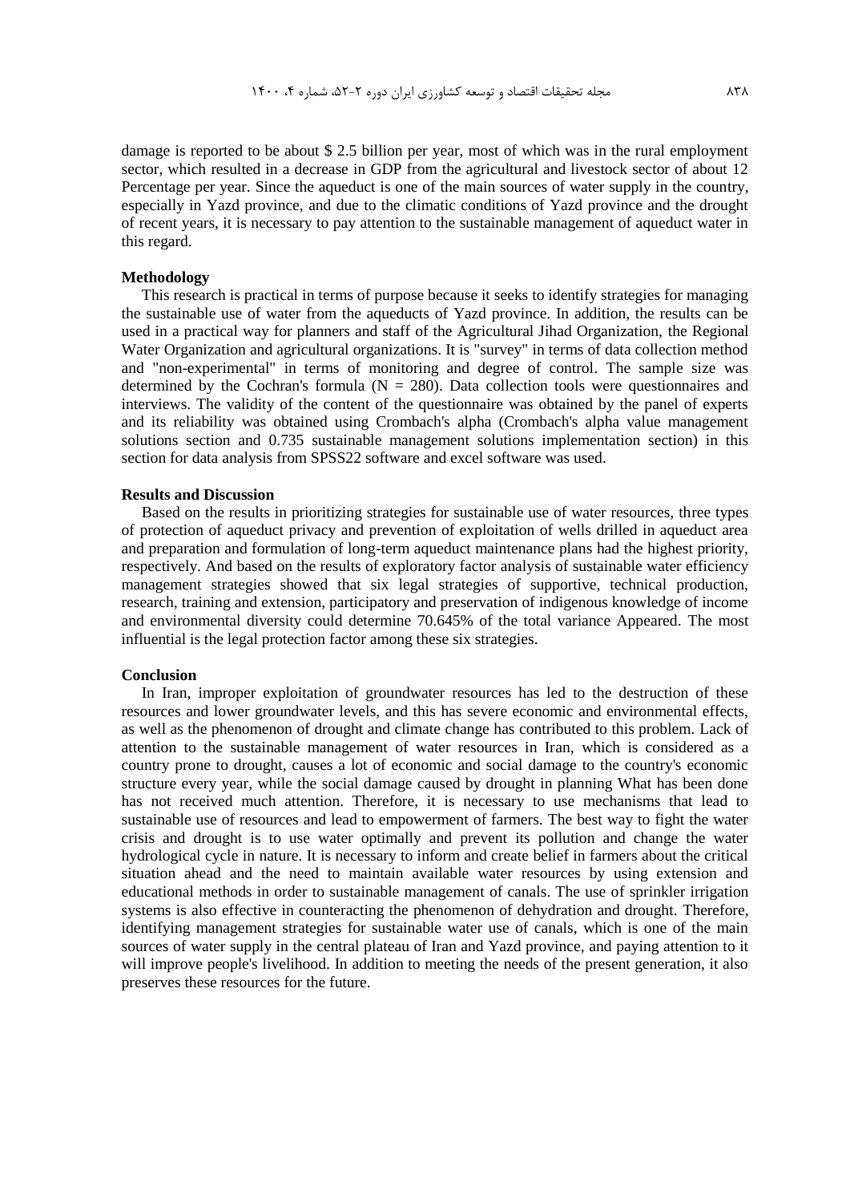damage is reported to be about $ 2.5 billion per year, most of which was in the rural employment sector, which resulted in a decrease in GDP from the agricultural and livestock sector of about 12 Percentage per year. Since the aqueduct is one of the main sources of water supply in the country, especially in Yazd province, and due to the climatic conditions of Yazd province and the drought of recent years, it is necessary to pay attention to the sustainable management of aqueduct water in this regard.

**Methodology**

This research is practical in terms of purpose because it seeks to identify strategies for managing the sustainable use of water from the aqueducts of Yazd province. In addition, the results can be used in a practical way for planners and staff of the Agricultural Jihad Organization, the Regional Water Organization and agricultural organizations. It is "survey" in terms of data collection method and "non-experimental" in terms of monitoring and degree of control. The sample size was determined by the Cochran's formula (N = 280). Data collection tools were questionnaires and interviews. The validity of the content of the questionnaire was obtained by the panel of experts and its reliability was obtained using Crombach's alpha (Crombach's alpha value management solutions section and 0.735 sustainable management solutions implementation section) in this section for data analysis from SPSS22 software and excel software was used.

**Results and Discussion**

Based on the results in prioritizing strategies for sustainable use of water resources, three types of protection of aqueduct privacy and prevention of exploitation of wells drilled in aqueduct area and preparation and formulation of long-term aqueduct maintenance plans had the highest priority, respectively. And based on the results of exploratory factor analysis of sustainable water efficiency management strategies showed that six legal strategies of supportive, technical production, research, training and extension, participatory and preservation of indigenous knowledge of income and environmental diversity could determine 70.645% of the total variance Appeared. The most influential is the legal protection factor among these six strategies.

**Conclusion**

In Iran, improper exploitation of groundwater resources has led to the destruction of these resources and lower groundwater levels, and this has severe economic and environmental effects, as well as the phenomenon of drought and climate change has contributed to this problem. Lack of attention to the sustainable management of water resources in Iran, which is considered as a country prone to drought, causes a lot of economic and social damage to the country's economic structure every year, while the social damage caused by drought in planning What has been done has not received much attention. Therefore, it is necessary to use mechanisms that lead to sustainable use of resources and lead to empowerment of farmers. The best way to fight the water crisis and drought is to use water optimally and prevent its pollution and change the water hydrological cycle in nature. It is necessary to inform and create belief in farmers about the critical situation ahead and the need to maintain available water resources by using extension and educational methods in order to sustainable management of canals. The use of sprinkler irrigation systems is also effective in counteracting the phenomenon of dehydration and drought. Therefore, identifying management strategies for sustainable water use of canals, which is one of the main sources of water supply in the central plateau of Iran and Yazd province, and paying attention to it will improve people's livelihood. In addition to meeting the needs of the present generation, it also preserves these resources for the future.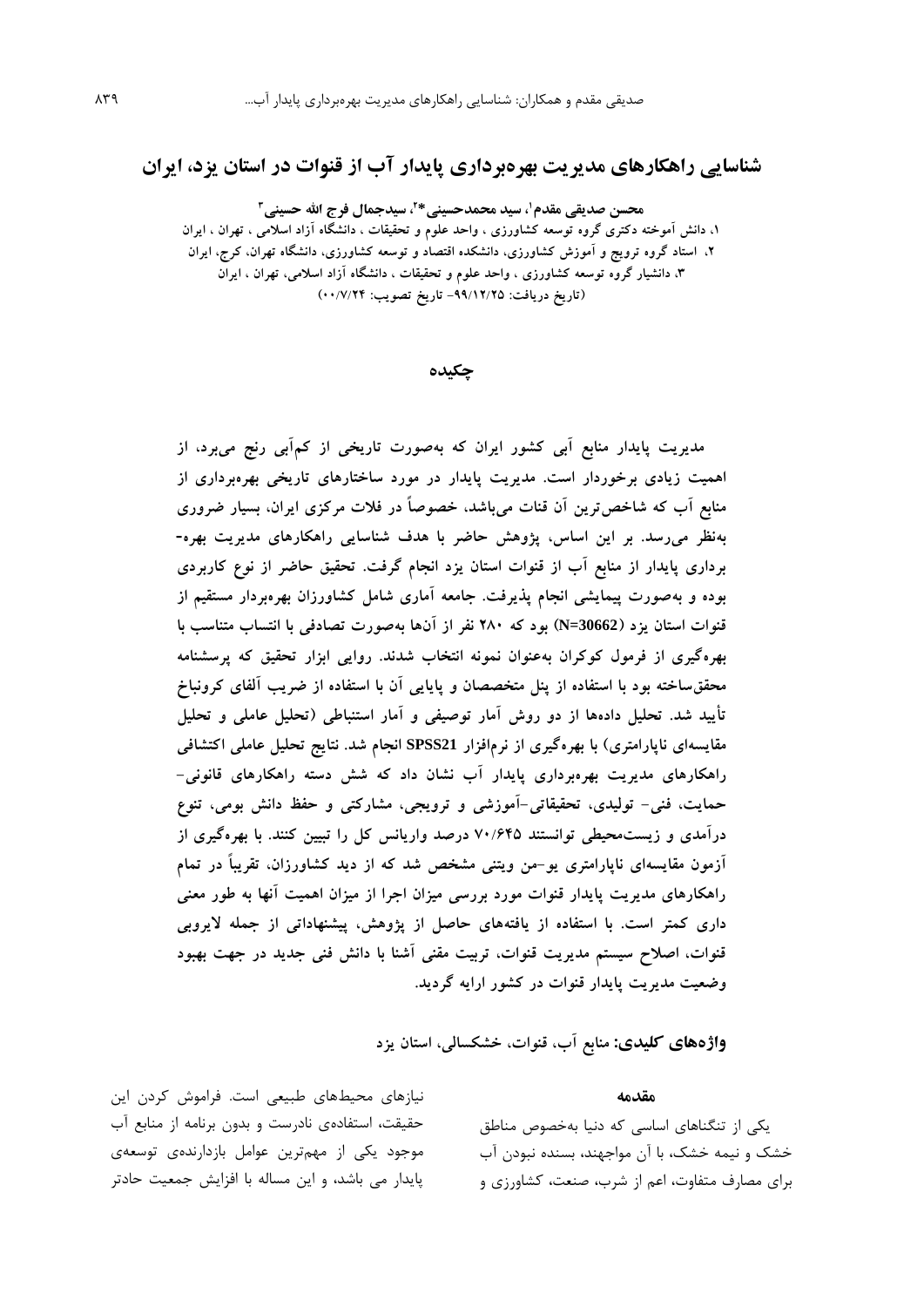# شناسایی راهکارهای مدیریت بهره‌برداری پایدار آب از قنوات در استان یزد، ایران

**محسن صدیقی مقدم[1]، سید محمدحسینی*[2]، سیدجمال فرج الله حسینی[3]**

۱، دانش آموخته دکتری گروه توسعه کشاورزی ، واحد علوم و تحقیقات ، دانشگاه آزاد اسلامی ، تهران ، ایران
۲، استاد گروه ترویج و آموزش کشاورزی، دانشکده اقتصاد و توسعه کشاورزی، دانشگاه تهران، کرج، ایران
۳، دانشیار گروه توسعه کشاورزی ، واحد علوم و تحقیقات ، دانشگاه آزاد اسلامی، تهران ، ایران
(تاریخ دریافت: ۹۹/۱۲/۲۵- تاریخ تصویب: ۰۰/۷/۲۴)

## چکیده

**مدیریت پایدار منابع آبی کشور ایران که به‌صورت تاریخی از کم‌آبی رنج می‌برد، از اهمیت زیادی برخوردار است. مدیریت پایدار در مورد ساختارهای تاریخی بهره‌برداری از منابع آب که شاخص‌ترین آن قنات می‌باشد، خصوصاً در فلات مرکزی ایران، بسیار ضروری به‌نظر می‌رسد. بر این اساس، پژوهش حاضر با هدف شناسایی راهکارهای مدیریت بهره-برداری پایدار از منابع آب از قنوات استان یزد انجام گرفت. تحقیق حاضر از نوع کاربردی بوده و به‌صورت پیمایشی انجام پذیرفت. جامعه آماری شامل کشاورزان بهره‌بردار مستقیم از قنوات استان یزد (N=30662) بود که ۲۸۰ نفر از آن‌ها به‌صورت تصادفی با انتساب متناسب با بهره‌گیری از فرمول کوکران به‌عنوان نمونه انتخاب شدند. روایی ابزار تحقیق که پرسشنامه محقق‌ساخته بود با استفاده از پنل متخصصان و پایایی آن با استفاده از ضریب آلفای کرونباخ تأیید شد. تحلیل داده‌ها از دو روش آمار توصیفی و آمار استنباطی (تحلیل عاملی و تحلیل مقایسه‌ای ناپارامتری) با بهره‌گیری از نرم‌افزار SPSS21 انجام شد. نتایج تحلیل عاملی اکتشافی راهکارهای مدیریت بهره‌برداری پایدار آب نشان داد که شش دسته راهکارهای قانونی- حمایت، فنی- تولیدی، تحقیقاتی-آموزشی و ترویجی، مشارکتی و حفظ دانش بومی، تنوع درآمدی و زیست‌محیطی توانستند ۷۰/۶۴۵ درصد واریانس کل را تبیین کنند. با بهره‌گیری از آزمون مقایسه‌ای ناپارامتری یو-من ویتنی مشخص شد که از دید کشاورزان، تقریباً در تمام راهکارهای مدیریت پایدار قنوات مورد بررسی میزان اجرا از میزان اهمیت آنها به طور معنی داری کمتر است. با استفاده از یافته‌های حاصل از پژوهش، پیشنهاداتی از جمله لایروبی قنوات، اصلاح سیستم مدیریت قنوات، تربیت مقنی آشنا با دانش فنی جدید در جهت بهبود وضعیت مدیریت پایدار قنوات در کشور ارایه گردید.**

**واژه‌های کلیدی:** منابع آب، قنوات، خشکسالی، استان یزد

## مقدمه

یکی از تنگناهای اساسی که دنیا به‌خصوص مناطق خشک و نیمه خشک، با آن مواجهند، بسنده نبودن آب برای مصارف متفاوت، اعم از شرب، صنعت، کشاورزی و نیازهای محیط‌های طبیعی است. فراموش کردن این حقیقت، استفاده‌ی نادرست و بدون برنامه از منابع آب موجود یکی از مهم‌ترین عوامل بازدارنده‌ی توسعه‌ی پایدار می باشد، و این مساله با افزایش جمعیت حادتر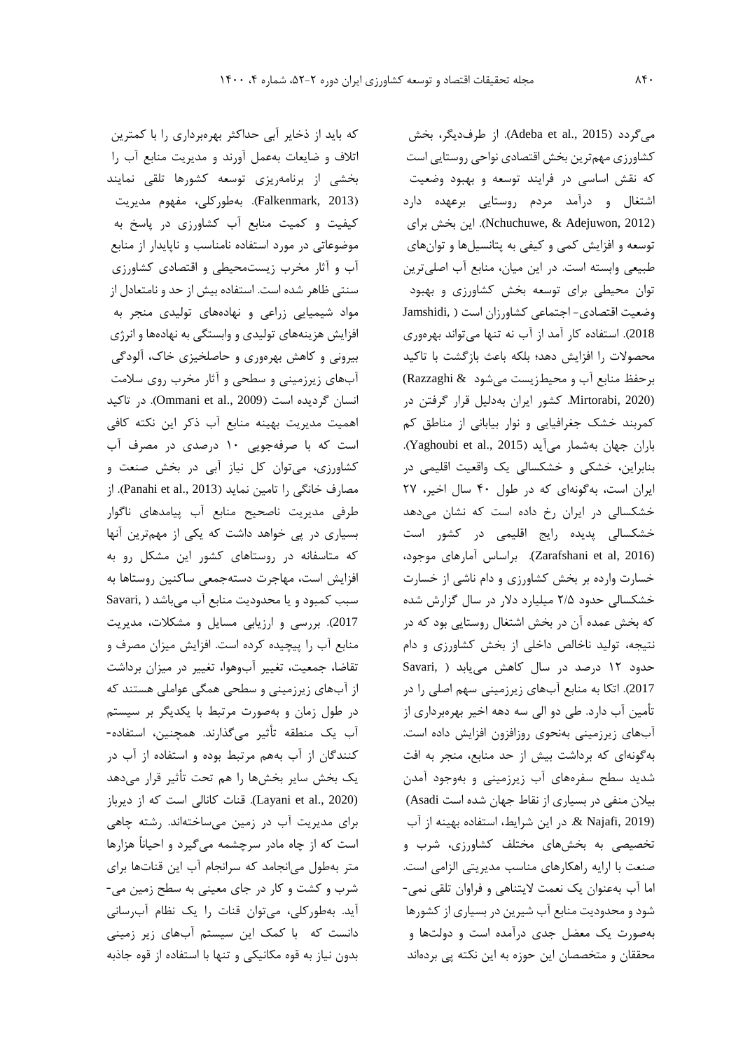می‌گردد (Adeba et al., 2015). از طرف‌دیگر، بخش کشاورزی مهم‌ترین بخش اقتصادی نواحی روستایی است که نقش اساسی در فرایند توسعه و بهبود وضعیت اشتغال و درآمد مردم روستایی برعهده دارد (Nchuchuwe, & Adejuwon, 2012). این بخش برای توسعه و افزایش کمی و کیفی به پتانسیل‌ها و توان‌های طبیعی وابسته است. در این میان، منابع آب اصلی‌ترین توان محیطی برای توسعه بخش کشاورزی و بهبود وضعیت اقتصادی- اجتماعی کشاورزان است (Jamshidi, 2018). استفاده کار آمد از آب نه تنها می‌تواند بهره‌وری محصولات را افزایش دهد؛ بلکه باعث بازگشت با تاکید برحفظ منابع آب و محیط‌زیست می‌شود (Razzaghi & Mirtorabi, 2020). کشور ایران به‌دلیل قرار گرفتن در کمربند خشک جغرافیایی و نوار بیابانی از مناطق کم باران جهان به‌شمار می‌آید (Yaghoubi et al., 2015). بنابراین، خشکی و خشکسالی یک واقعیت اقلیمی در ایران است، به‌گونه‌ای که در طول ۴۰ سال اخیر، ۲۷ خشکسالی در ایران رخ داده است که نشان می‌دهد خشکسالی پدیده رایج اقلیمی در کشور است (Zarafshani et al, 2016). براساس آمارهای موجود، خسارت وارده بر بخش کشاورزی و دام ناشی از خسارت خشکسالی حدود ۲/۵ میلیارد دلار در سال گزارش شده که بخش عمده آن در بخش اشتغال روستایی بود که در نتیجه، تولید ناخالص داخلی از بخش کشاورزی و دام حدود ۱۲ درصد در سال کاهش می‌یابد (Savari, 2017). اتکا به منابع آب‌های زیرزمینی سهم اصلی را در تأمین آب دارد. طی دو الی سه دهه اخیر بهره‌برداری از آب‌های زیرزمینی به‌نحوی روزافزون افزایش داده است. به‌گونه‌ای که برداشت بیش از حد منابع، منجر به افت شدید سطح سفره‌های آب زیرزمینی و به‌وجود آمدن بیلان منفی در بسیاری از نقاط جهان شده است (Asadi & Najafi, 2019). در این شرایط، استفاده بهینه از آب تخصیصی به بخش‌های مختلف کشاورزی، شرب و صنعت با ارایه راهکارهای مناسب مدیریتی الزامی است. اما آب به‌عنوان یک نعمت لایتناهی و فراوان تلقی نمی‌شود و محدودیت منابع آب شیرین در بسیاری از کشورها به‌صورت یک معضل جدی درآمده است و دولت‌ها و محققان و متخصصان این حوزه به این نکته پی برده‌اند که باید از ذخایر آبی حداکثر بهره‌برداری را با کمترین اتلاف و ضایعات به‌عمل آورند و مدیریت منابع آب را بخشی از برنامه‌ریزی توسعه کشورها تلقی نمایند (Falkenmark, 2013). به‌طورکلی، مفهوم مدیریت کیفیت و کمیت منابع آب کشاورزی در پاسخ به موضوعاتی در مورد استفاده نامناسب و ناپایدار از منابع آب و آثار مخرب زیست‌محیطی و اقتصادی کشاورزی سنتی ظاهر شده است. استفاده بیش از حد و نامتعادل از مواد شیمیایی زراعی و نهاده‌های تولیدی منجر به افزایش هزینه‌های تولیدی و وابستگی به نهاده‌ها و انرژی بیرونی و کاهش بهره‌وری و حاصلخیزی خاک، آلودگی آب‌های زیرزمینی و سطحی و آثار مخرب روی سلامت انسان گردیده است (Ommani et al., 2009). در تاکید اهمیت مدیریت بهینه منابع آب ذکر این نکته کافی است که با صرفه‌جویی ۱۰ درصدی در مصرف آب کشاورزی، می‌توان کل نیاز آبی در بخش صنعت و مصارف خانگی را تامین نماید (Panahi et al., 2013). از طرفی مدیریت ناصحیح منابع آب پیامدهای ناگوار بسیاری در پی خواهد داشت که یکی از مهم‌ترین آنها که متاسفانه در روستاهای کشور این مشکل رو به افزایش است، مهاجرت دسته‌جمعی ساکنین روستاها به سبب کمبود و یا محدودیت منابع آب می‌باشد (Savari, 2017). بررسی و ارزیابی مسایل و مشکلات، مدیریت منابع آب را پیچیده کرده است. افزایش میزان مصرف و تقاضا، جمعیت، تغییر آب‌وهوا، تغییر در میزان برداشت از آب‌های زیرزمینی و سطحی همگی عواملی هستند که در طول زمان و به‌صورت مرتبط با یکدیگر بر سیستم آب یک منطقه تأثیر می‌گذارند. همچنین، استفاده‌کنندگان از آب به‌هم مرتبط بوده و استفاده از آب در یک بخش سایر بخش‌ها را هم تحت تأثیر قرار می‌دهد (Layani et al., 2020). قنات کانالی است که از دیرباز برای مدیریت آب در زمین می‌ساخته‌اند. رشته چاهی است که از چاه مادر سرچشمه می‌گیرد و احیاناً هزارها متر به‌طول می‌انجامد که سرانجام آب این قنات‌ها برای شرب و کشت و کار در جای معینی به سطح زمین می‌آید. به‌طورکلی، می‌توان قنات را یک نظام آبرسانی دانست که با کمک این سیستم آب‌های زیر زمینی بدون نیاز به قوه مکانیکی و تنها با استفاده از قوه جاذبه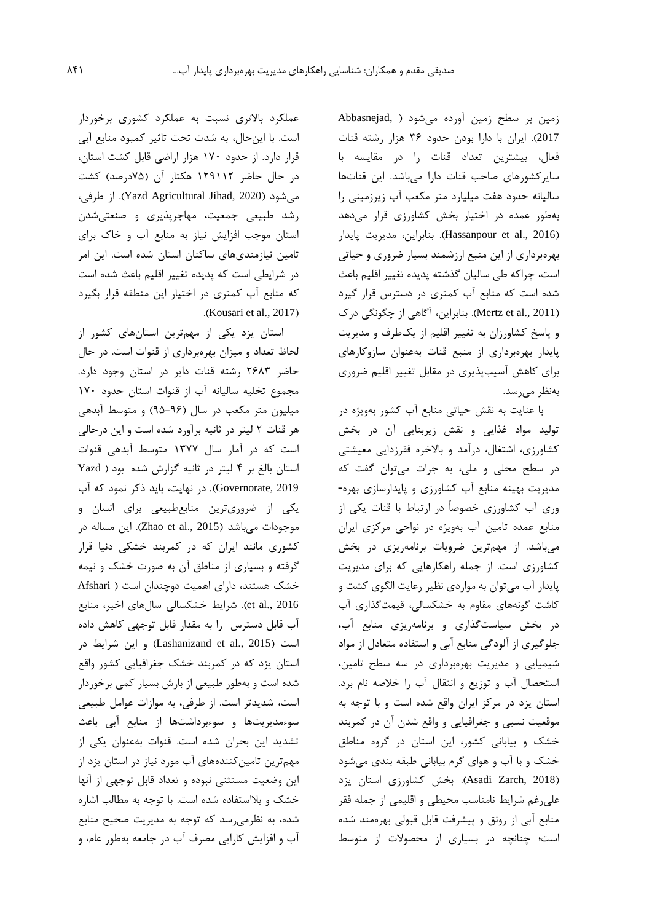زمین بر سطح زمین آورده می‌شود (Abbasnejad, 2017). ایران با دارا بودن حدود ۳۶ هزار رشته قنات فعال، بیشترین تعداد قنات را در مقایسه با سایرکشورهای صاحب قنات دارا می‌باشد. این قنات‌ها سالیانه حدود هفت میلیارد متر مکعب آب زیرزمینی را به‌طور عمده در اختیار بخش کشاورزی قرار می‌دهد (Hassanpour et al., 2016). بنابراین، مدیریت پایدار بهره‌برداری از این منبع ارزشمند بسیار ضروری و حیاتی است، چراکه طی سالیان گذشته پدیده تغییر اقلیم باعث شده است که منابع آب کمتری در دسترس قرار گیرد (Mertz et al., 2011). بنابراین، آگاهی از چگونگی درک و پاسخ کشاورزان به تغییر اقلیم از یک‌طرف و مدیریت پایدار بهره‌برداری از منبع قنات به‌عنوان سازوکارهای برای کاهش آسیب‌پذیری در مقابل تغییر اقلیم ضروری به‌نظر می‌رسد.

با عنایت به نقش حیاتی منابع آب کشور به‌ویژه در تولید مواد غذایی و نقش زیربنایی آن در بخش کشاورزی، اشتغال، درآمد و بالاخره فقرزدایی معیشتی در سطح محلی و ملی، به جرات می‌توان گفت که مدیریت بهینه منابع آب کشاورزی و پایدارسازی بهره‌وری آب کشاورزی خصوصاً در ارتباط با قنات یکی از منابع عمده تامین آب به‌ویژه در نواحی مرکزی ایران می‌باشد. از مهم‌ترین ضرویات برنامه‌ریزی در بخش کشاورزی است. از جمله راهکارهایی که برای مدیریت پایدار آب می‌توان به مواردی نظیر رعایت الگوی کشت و کاشت گونه‌های مقاوم به خشکسالی، قیمت‌گذاری آب در بخش سیاست‌گذاری و برنامه‌ریزی منابع آب، جلوگیری از آلودگی منابع آبی و استفاده متعادل از مواد شیمیایی و مدیریت بهره‌برداری در سه سطح تامین، استحصال آب و توزیع و انتقال آب را خلاصه نام برد. استان یزد در مرکز ایران واقع شده است و با توجه به موقعیت نسبی و جغرافیایی و واقع شدن آن در کمربند خشک و بیابانی کشور، این استان در گروه مناطق خشک و با آب و هوای گرم بیابانی طبقه بندی می‌شود (Asadi Zarch, 2018). بخش کشاورزی استان یزد علی‌رغم شرایط نامناسب محیطی و اقلیمی از جمله فقر منابع آبی از رونق و پیشرفت قابل قبولی بهره‌مند شده است؛ چنانچه در بسیاری از محصولات از متوسط عملکرد بالاتری نسبت به عملکرد کشوری برخوردار است. با این‌حال، به شدت تحت تاثیر کمبود منابع آبی قرار دارد. از حدود ۱۷۰ هزار اراضی قابل کشت استان، در حال حاضر ۱۲۹۱۱۲ هکتار آن (۷۵درصد) کشت می‌شود (Yazd Agricultural Jihad, 2020). از طرفی، رشد طبیعی جمعیت، مهاجرپذیری و صنعتی‌شدن استان موجب افزایش نیاز به منابع آب و خاک برای تامین نیازمندی‌های ساکنان استان شده است. این امر در شرایطی است که پدیده تغییر اقلیم باعث شده است که منابع آب کمتری در اختیار این منطقه قرار بگیرد (Kousari et al., 2017).

استان یزد یکی از مهم‌ترین استان‌های کشور از لحاظ تعداد و میزان بهره‌برداری از قنوات است. در حال حاضر ۲۶۸۳ رشته قنات دایر در استان وجود دارد. مجموع تخلیه سالیانه آب از قنوات استان حدود ۱۷۰ میلیون متر مکعب در سال (۹۶-۹۵) و متوسط آبدهی هر قنات ۲ لیتر در ثانیه برآورد شده است و این درحالی است که در آمار سال ۱۳۷۷ متوسط آبدهی قنوات استان بالغ بر ۴ لیتر در ثانیه گزارش شده بود (Yazd Governorate, 2019). در نهایت، باید ذکر نمود که آب یکی از ضروری‌ترین منابع‌طبیعی برای انسان و موجودات می‌باشد (Zhao et al., 2015). این مساله در کشوری مانند ایران که در کمربند خشکی دنیا قرار گرفته و بسیاری از مناطق آن به صورت خشک و نیمه خشک هستند، دارای اهمیت دوچندان است (Afshari et al., 2016). شرایط خشکسالی سال‌های اخیر، منابع آب قابل دسترس را به مقدار قابل توجهی کاهش داده است (Lashanizand et al., 2015) و این شرایط در استان یزد که در کمربند خشک جغرافیایی کشور واقع شده است و به‌طور طبیعی از بارش بسیار کمی برخوردار است، شدیدتر است. از طرفی، به موازات عوامل طبیعی سوءمدیریت‌ها و سوءبرداشت‌ها از منابع آبی باعث تشدید این بحران شده است. قنوات به‌عنوان یکی از مهم‌ترین تامین‌کننده‌های آب مورد نیاز در استان یزد از این وضعیت مستثنی نبوده و تعداد قابل توجهی از آنها خشک و بلااستفاده شده است. با توجه به مطالب اشاره شده، به نظرمی‌رسد که توجه به مدیریت صحیح منابع آب و افزایش کارایی مصرف آب در جامعه به‌طور عام، و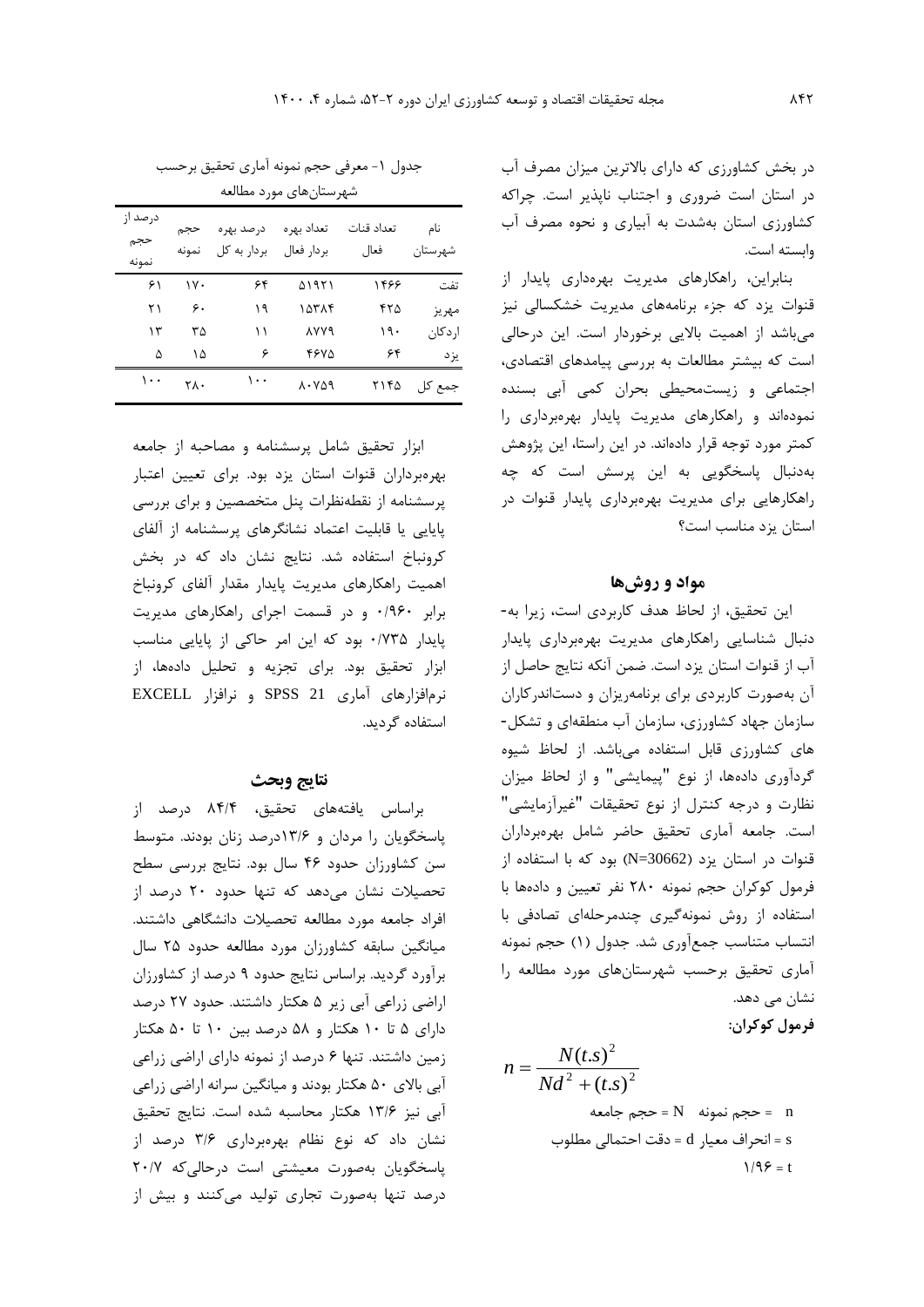در بخش کشاورزی که دارای بالاترین میزان مصرف آب در استان است ضروری و اجتناب ناپذیر است. چراکه کشاورزی استان به‌شدت به آبیاری و نحوه مصرف آب وابسته است.

بنابراین، راهکارهای مدیریت بهره‌داری پایدار از قنوات یزد که جزء برنامه‌های مدیریت خشکسالی نیز می‌باشد از اهمیت بالایی برخوردار است. این درحالی است که بیشتر مطالعات به بررسی پیامدهای اقتصادی، اجتماعی و زیست‌محیطی بحران کمی آبی بسنده نموده‌اند و راهکارهای مدیریت پایدار بهره‌برداری را کمتر مورد توجه قرار داده‌اند. در این راستا، این پژوهش به‌دنبال پاسخگویی به این پرسش است که چه راهکارهایی برای مدیریت بهره‌برداری پایدار قنوات در استان یزد مناسب است؟

## مواد و روش‌ها

این تحقیق، از لحاظ هدف کاربردی است، زیرا به‌دنبال شناسایی راهکارهای مدیریت بهره‌برداری پایدار آب از قنوات استان یزد است. ضمن آنکه نتایج حاصل از آن به‌صورت کاربردی برای برنامه‌ریزان و دست‌اندرکاران سازمان جهاد کشاورزی، سازمان آب منطقه‌ای و تشکل‌های کشاورزی قابل استفاده می‌باشد. از لحاظ شیوه گردآوری داده‌ها، از نوع "پیمایشی" و از لحاظ میزان نظارت و درجه کنترل از نوع تحقیقات "غیرآزمایشی" است. جامعه آماری تحقیق حاضر شامل بهره‌برداران قنوات در استان یزد (N=30662) بود که با استفاده از فرمول کوکران حجم نمونه ۲۸۰ نفر تعیین و داده‌ها با استفاده از روش نمونه‌گیری چندمرحله‌ای تصادفی با انتساب متناسب جمع‌آوری شد. جدول (۱) حجم نمونه آماری تحقیق برحسب شهرستان‌های مورد مطالعه را نشان می دهد.

**فرمول کوکران:**

$$n = \frac{N(t.s)^2}{Nd^2 + (t.s)^2}$$

n = حجم نمونه   N = حجم جامعه

s = انحراف معیار d = دقت احتمالی مطلوب

t = ۱/۹۶

جدول ۱- معرفی حجم نمونه آماری تحقیق برحسب شهرستان‌های مورد مطالعه

| نام شهرستان | تعداد قنات فعال | تعداد بهره بردار فعال | درصد بهره بردار به کل | حجم نمونه | درصد از حجم نمونه |
|---|---|---|---|---|---|
| تفت | ۱۴۶۶ | ۵۱۹۲۱ | ۶۴ | ۱۷۰ | ۶۱ |
| مهریز | ۴۲۵ | ۱۵۳۸۴ | ۱۹ | ۶۰ | ۲۱ |
| اردکان | ۱۹۰ | ۸۷۷۹ | ۱۱ | ۳۵ | ۱۳ |
| یزد | ۶۴ | ۴۶۷۵ | ۶ | ۱۵ | ۵ |
| جمع کل | ۲۱۴۵ | ۸۰۷۵۹ | ۱۰۰ | ۲۸۰ | ۱۰۰ |

ابزار تحقیق شامل پرسشنامه و مصاحبه از جامعه بهره‌برداران قنوات استان یزد بود. برای تعیین اعتبار پرسشنامه از نقطه‌نظرات پنل متخصصین و برای بررسی پایایی یا قابلیت اعتماد نشانگرهای پرسشنامه از آلفای کرونباخ استفاده شد. نتایج نشان داد که در بخش اهمیت راهکارهای مدیریت پایدار مقدار آلفای کرونباخ برابر ۰/۹۶۰ و در قسمت اجرای راهکارهای مدیریت پایدار ۰/۷۳۵ بود که این امر حاکی از پایایی مناسب ابزار تحقیق بود. برای تجزیه و تحلیل داده‌ها، از نرم‌افزارهای آماری SPSS 21 و نرافزار EXCELL استفاده گردید.

## نتایج وبحث

براساس یافته‌های تحقیق، ۸۴/۴ درصد از پاسخگویان را مردان و ۱۳/۶درصد زنان بودند. متوسط سن کشاورزان حدود ۴۶ سال بود. نتایج بررسی سطح تحصیلات نشان می‌دهد که تنها حدود ۲۰ درصد از افراد جامعه مورد مطالعه تحصیلات دانشگاهی داشتند. میانگین سابقه کشاورزان مورد مطالعه حدود ۲۵ سال برآورد گردید. براساس نتایج حدود ۹ درصد از کشاورزان اراضی زراعی آبی زیر ۵ هکتار داشتند. حدود ۲۷ درصد دارای ۵ تا ۱۰ هکتار و ۵۸ درصد بین ۱۰ تا ۵۰ هکتار زمین داشتند. تنها ۶ درصد از نمونه دارای اراضی زراعی آبی بالای ۵۰ هکتار بودند و میانگین سرانه اراضی زراعی آبی نیز ۱۳/۶ هکتار محاسبه شده است. نتایج تحقیق نشان داد که نوع نظام بهره‌برداری ۳/۶ درصد از پاسخگویان به‌صورت معیشتی است درحالی‌که ۲۰/۷ درصد تنها به‌صورت تجاری تولید می‌کنند و بیش از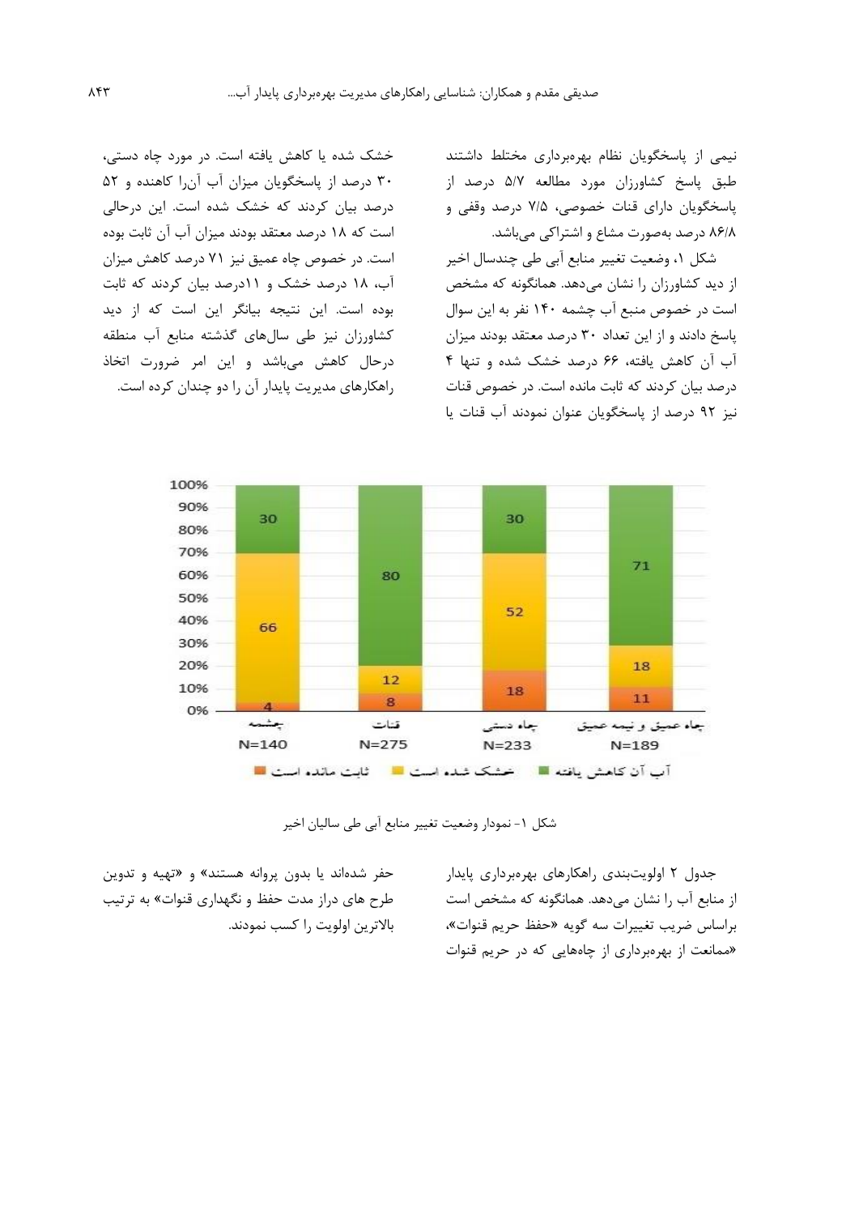نیمی از پاسخگویان نظام بهره‌برداری مختلط داشتند طبق پاسخ کشاورزان مورد مطالعه ۵/۷ درصد از پاسخگویان دارای قنات خصوصی، ۷/۵ درصد وقفی و ۸۶/۸ درصد به‌صورت مشاع و اشتراکی می‌باشد.

شکل ۱، وضعیت تغییر منابع آبی طی چندسال اخیر از دید کشاورزان را نشان می‌دهد. همانگونه که مشخص است در خصوص منبع آب چشمه ۱۴۰ نفر به این سوال پاسخ دادند و از این تعداد ۳۰ درصد معتقد بودند میزان آب آن کاهش یافته، ۶۶ درصد خشک شده و تنها ۴ درصد بیان کردند که ثابت مانده است. در خصوص قنات نیز ۹۲ درصد از پاسخگویان عنوان نمودند آب قنات یا خشک شده یا کاهش یافته است. در مورد چاه دستی، ۳۰ درصد از پاسخگویان میزان آب آن‌را کاهنده و ۵۲ درصد بیان کردند که خشک شده است. این درحالی است که ۱۸ درصد معتقد بودند میزان آب آن ثابت بوده است. در خصوص چاه عمیق نیز ۷۱ درصد کاهش میزان آب، ۱۸ درصد خشک و ۱۱درصد بیان کردند که ثابت بوده است. این نتیجه بیانگر این است که از دید کشاورزان نیز طی سال‌های گذشته منابع آب منطقه درحال کاهش می‌باشد و این امر ضرورت اتخاذ راهکارهای مدیریت پایدار آن را دو چندان کرده است.

شکل ۱- نمودار وضعیت تغییر منابع آبی طی سالیان اخیر

جدول ۲ اولویت‌بندی راهکارهای بهره‌برداری پایدار از منابع آب را نشان می‌دهد. همانگونه که مشخص است براساس ضریب تغییرات سه گویه «حفظ حریم قنوات»، «ممانعت از بهره‌برداری از چاه‌هایی که در حریم قنوات حفر شده‌اند یا بدون پروانه هستند» و «تهیه و تدوین طرح های دراز مدت حفظ و نگهداری قنوات» به ترتیب بالاترین اولویت را کسب نمودند.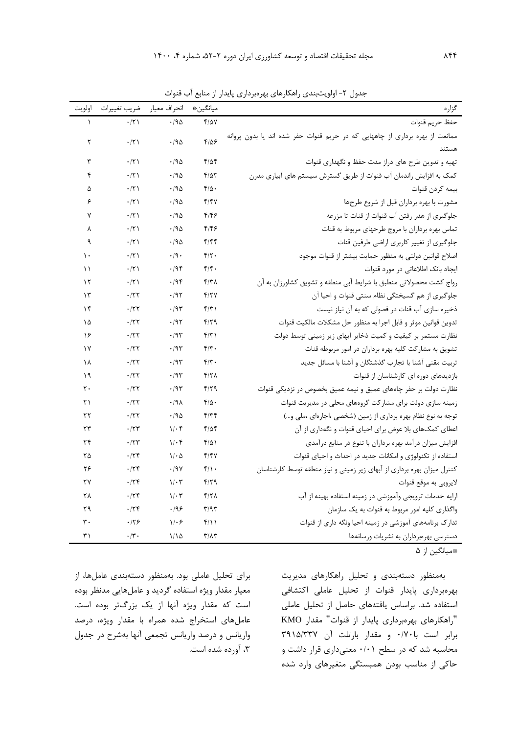جدول ۲- اولویت‌بندی راهکارهای بهره‌برداری پایدار از منابع آب قنوات

| گزاره | میانگین* | انحراف معیار | ضریب تغییرات | اولویت |
| --- | --- | --- | --- | --- |
| حفظ حریم قنوات | ۴/۵۷ | ۰/۹۵ | ۰/۲۱ | ۱ |
| ممانعت از بهره برداری از چاههایی که در حریم قنوات حفر شده اند یا بدون پروانه هستند | ۴/۵۶ | ۰/۹۵ | ۰/۲۱ | ۲ |
| تهیه و تدوین طرح های دراز مدت حفظ و نگهداری قنوات | ۴/۵۴ | ۰/۹۵ | ۰/۲۱ | ۳ |
| کمک به افزایش راندمان آب قنوات از طریق گسترش سیستم های آبیاری مدرن | ۴/۵۳ | ۰/۹۵ | ۰/۲۱ | ۴ |
| بیمه کردن قنوات | ۴/۵۰ | ۰/۹۵ | ۰/۲۱ | ۵ |
| مشورت با بهره برداران قبل از شروع طرحها | ۴/۴۷ | ۰/۹۵ | ۰/۲۱ | ۶ |
| جلوگیری از هدر رفتن آب قنوات از قنات تا مزرعه | ۴/۴۶ | ۰/۹۵ | ۰/۲۱ | ۷ |
| تماس بهره برداران با مروج طرحهای مربوط به قنات | ۴/۴۶ | ۰/۹۵ | ۰/۲۱ | ۸ |
| جلوگیری از تغییر کاربری اراضی طرفین قنات | ۴/۴۴ | ۰/۹۵ | ۰/۲۱ | ۹ |
| اصلاح قوانین دولتی به منظور حمایت بیشتر از قنوات موجود | ۴/۲۰ | ۰/۹۰ | ۰/۲۱ | ۱۰ |
| ایجاد بانک اطلاعاتی در مورد قنوات | ۴/۴۰ | ۰/۹۴ | ۰/۲۱ | ۱۱ |
| رواج کشت محصولاتی منطبق با شرایط آبی منطقه و تشویق کشاورزان به آن | ۴/۳۸ | ۰/۹۴ | ۰/۲۱ | ۱۲ |
| جلوگیری از هم گسیختگی نظام سنتی قنوات و احیا آن | ۴/۲۷ | ۰/۹۲ | ۰/۲۲ | ۱۳ |
| ذخیره سازی آب قنات در فصولی که به آن نیاز نیست | ۴/۳۱ | ۰/۹۳ | ۰/۲۲ | ۱۴ |
| تدوین قوانین موثر و قابل اجرا به منظور حل مشکلات مالکیت قنوات | ۴/۲۹ | ۰/۹۲ | ۰/۲۲ | ۱۵ |
| نظارت مستمر بر کیفیت و کمیت ذخایر آبهای زیر زمینی توسط دولت | ۴/۳۱ | ۰/۹۳ | ۰/۲۲ | ۱۶ |
| تشویق به مشارکت کلیه بهره برداران در امور مربوطه قنات | ۴/۳۰ | ۰/۹۳ | ۰/۲۲ | ۱۷ |
| تربیت مقنی آشنا با تجارب گذشتگان و آشنا با مسائل جدید | ۴/۳۰ | ۰/۹۳ | ۰/۲۲ | ۱۸ |
| بازدیدهای دوره ای کارشناسان از قنوات | ۴/۲۸ | ۰/۹۳ | ۰/۲۲ | ۱۹ |
| نظارت دولت بر حفر چاه‌های عمیق و نیمه عمیق بخصوص در نزدیکی قنوات | ۴/۲۹ | ۰/۹۳ | ۰/۲۲ | ۲۰ |
| زمینه سازی دولت برای مشارکت گروه‌های محلی در مدیریت قنوات | ۴/۵۰ | ۰/۹۸ | ۰/۲۲ | ۲۱ |
| توجه به نوع نظام بهره برداری از زمین (شخصی ،اجاره‌ای ،ملی و...) | ۴/۳۴ | ۰/۹۵ | ۰/۲۲ | ۲۲ |
| اعطای کمک‌های بلا عوض برای احیای قنوات و نگه‌داری از آن | ۴/۵۴ | ۱/۰۴ | ۰/۲۳ | ۲۳ |
| افزایش میزان درآمد بهره برداران با تنوع در منابع درآمدی | ۴/۵۱ | ۱/۰۴ | ۰/۲۳ | ۲۴ |
| استفاده از تکنولوژی و امکانات جدید در احداث و احیای قنوات | ۴/۴۷ | ۱/۰۵ | ۰/۲۴ | ۲۵ |
| کنترل میزان بهره برداری از آبهای زیر زمینی و نیاز منطقه توسط کارشناسان | ۴/۱۰ | ۰/۹۷ | ۰/۲۴ | ۲۶ |
| لایروبی به موقع قنوات | ۴/۲۹ | ۱/۰۳ | ۰/۲۴ | ۲۷ |
| ارایه خدمات ترویجی وآموزشی در زمینه استفاده بهینه از آب | ۴/۲۸ | ۱/۰۳ | ۰/۲۴ | ۲۸ |
| واگذاری کلیه امور مربوط به قنوات به یک سازمان | ۳/۹۳ | ۰/۹۶ | ۰/۲۴ | ۲۹ |
| تدارک برنامه‌های آموزشی در زمینه احیا ونگه داری از قنوات | ۴/۱۱ | ۱/۰۶ | ۰/۲۶ | ۳۰ |
| دسترسی بهره‌برداران به نشریات ورسانه‌ها | ۳/۸۳ | ۱/۱۵ | ۰/۳۰ | ۳۱ |

*میانگین از ۵

به‌منظور دسته‌بندی و تحلیل راهکارهای مدیریت بهره‌برداری پایدار قنوات از تحلیل عاملی اکتشافی استفاده شد. براساس یافته‌های حاصل از تحلیل عاملی "راهکارهای بهره‌برداری پایدار از قنوات" مقدار KMO برابر است با۰/۷۰ و مقدار بارتلت آن ۳۹۱۵/۳۳۷ محاسبه شد که در سطح ۰/۰۱ معنی‌داری قرار داشت و حاکی از مناسب بودن همبستگی متغیرهای وارد شده برای تحلیل عاملی بود. به‌منظور دسته‌بندی عامل‌ها، از معیار مقدار ویژه استفاده گردید و عامل‌هایی مدنظر بوده است که مقدار ویژه آنها از یک بزرگ‌تر بوده است. عامل‌های استخراج شده همراه با مقدار ویژه، درصد واریانس و درصد واریانس تجمعی آنها به‌شرح در جدول ۳، آورده شده است.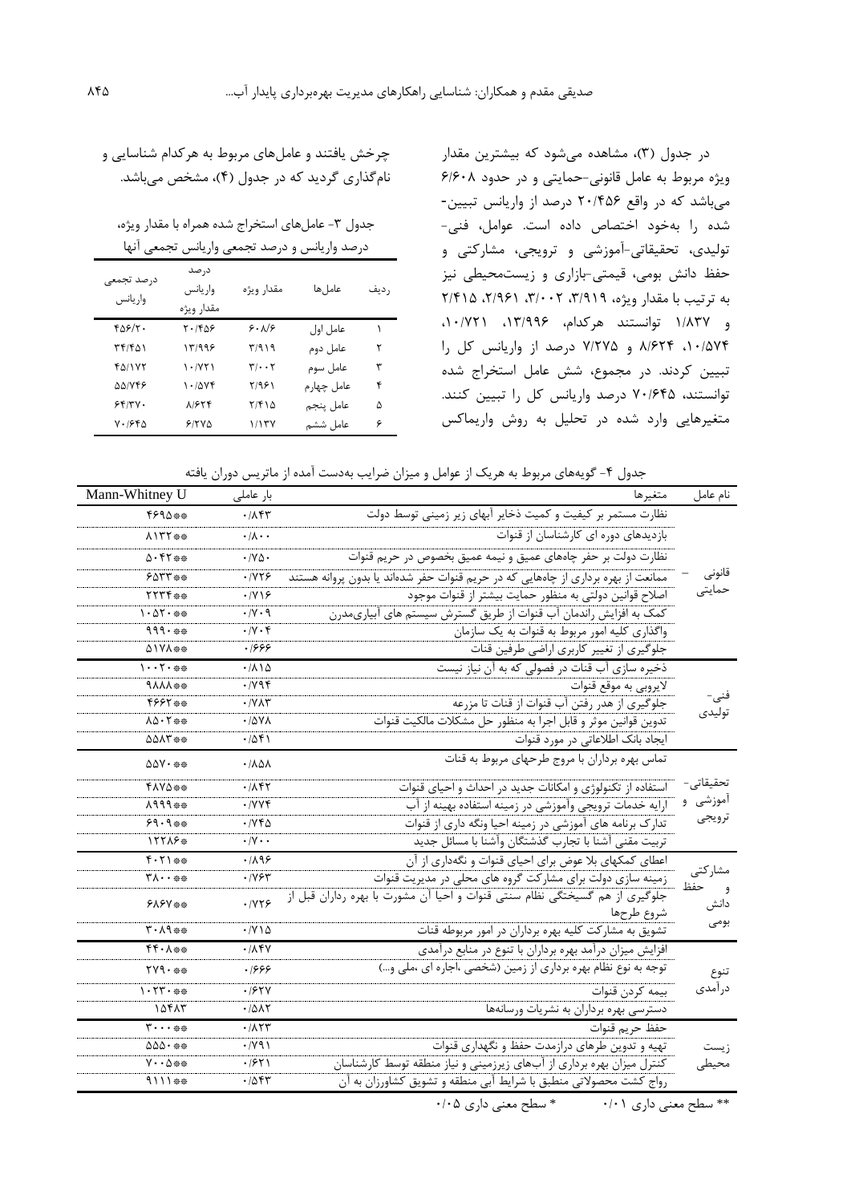در جدول (۳)، مشاهده می‌شود که بیشترین مقدار ویژه مربوط به عامل قانونی-حمایتی و در حدود ۶/۶۰۸ می‌باشد که در واقع ۲۰/۴۵۶ درصد از واریانس تبیین-شده را به‌خود اختصاص داده است. عوامل، فنی-تولیدی، تحقیقاتی-آموزشی و ترویجی، مشارکتی و حفظ دانش بومی، قیمتی-بازاری و زیست‌محیطی نیز به ترتیب با مقدار ویژه، ۳/۹۱۹، ۳/۰۰۲، ۲/۹۶۱، ۲/۴۱۵ و ۱/۸۳۷ توانستند هرکدام، ۱۳/۹۹۶، ۱۰/۷۲۱، ۱۰/۵۷۴، ۸/۶۲۴ و ۷/۲۷۵ درصد از واریانس کل را تبیین کردند. در مجموع، شش عامل استخراج شده توانستند، ۷۰/۶۴۵ درصد واریانس کل را تبیین کنند. متغیرهای وارد شده در تحلیل به روش واریماکس چرخش یافتند و عامل‌های مربوط به هرکدام شناسایی و نام‌گذاری گردید که در جدول (۴)، مشخص می‌باشد.

جدول ۳- عامل‌های استخراج شده همراه با مقدار ویژه، درصد واریانس و درصد تجمعی واریانس تجمعی آنها

| ردیف | عامل‌ها | مقدار ویژه | درصد واریانس مقدار ویژه | درصد تجمعی واریانس |
|---|---|---|---|---|
| ۱ | عامل اول | ۶/۰۸/۶ | ۲۰/۴۵۶ | ۴۵۶/۲۰ |
| ۲ | عامل دوم | ۳/۹۱۹ | ۱۳/۹۹۶ | ۳۴/۴۵۱ |
| ۳ | عامل سوم | ۳/۰۰۲ | ۱۰/۷۲۱ | ۴۵/۱۷۲ |
| ۴ | عامل چهارم | ۲/۹۶۱ | ۱۰/۵۷۴ | ۵۵/۷۴۶ |
| ۵ | عامل پنجم | ۲/۴۱۵ | ۸/۶۲۴ | ۶۴/۳۷۰ |
| ۶ | عامل ششم | ۱/۱۳۷ | ۶/۲۷۵ | ۷۰/۶۴۵ |

جدول ۴- گویه‌های مربوط به هریک از عوامل و میزان ضرایب به‌دست آمده از ماتریس دوران یافته

| نام عامل | متغیرها | بار عاملی | Mann-Whitney U |
|---|---|---|---|
| قانونی – حمایتی | نظارت مستمر بر کیفیت و کمیت ذخایر آبهای زیر زمینی توسط دولت | ۰/۸۴۳ | \*\*۴۶۹۵ |
| | بازدیدهای دوره ای کارشناسان از قنوات | ۰/۸۰۰ | \*\*۸۱۳۲ |
| | نظارت دولت بر حفر چاههای عمیق و نیمه عمیق بخصوص در حریم قنوات | ۰/۷۵۰ | \*\*۵۰۴۲ |
| | ممانعت از بهره برداری از چاههایی که در حریم قنوات حفر شده‌اند یا بدون پروانه هستند | ۰/۷۲۶ | \*\*۶۵۳۳ |
| | اصلاح قوانین دولتی به منظور حمایت بیشتر از قنوات موجود | ۰/۷۱۶ | \*\*۲۲۳۴ |
| | کمک به افزایش راندمان آب قنوات از طریق گسترش سیستم های آبیاری‌مدرن | ۰/۷۰۹ | \*\*۱۰۵۲۰ |
| | واگذاری کلیه امور مربوط به قنوات به یک سازمان | ۰/۷۰۴ | \*\*۹۹۹۰ |
| | جلوگیری از تغییر کاربری اراضی طرفین قنات | ۰/۶۶۶ | \*\*۵۱۷۸ |
| فنی- تولیدی | ذخیره سازی آب قنات در فصولی که به آن نیاز نیست | ۰/۸۱۵ | \*\*۱۰۰۲۰ |
| | لایروبی به موقع قنوات | ۰/۷۹۴ | \*\*۹۸۸۸ |
| | جلوگیری از هدر رفتن آب قنوات از قنات تا مزرعه | ۰/۷۸۳ | \*\*۴۶۶۲ |
| | تدوین قوانین موثر و قابل اجرا به منظور حل مشکلات مالکیت قنوات | ۰/۵۷۸ | \*\*۸۵۰۲ |
| | ایجاد بانک اطلاعاتی در مورد قنوات | ۰/۵۴۱ | \*\*۵۵۸۳ |
| تحقیقاتی- آموزشی و ترویجی | تماس بهره برداران با مروج طرحهای مربوط به قنات | ۰/۸۵۸ | \*\*۵۵۷۰ |
| | استفاده از تکنولوژی و امکانات جدید در احداث و احیای قنوات | ۰/۸۴۲ | \*\*۴۸۷۵ |
| | ارایه خدمات ترویجی وآموزشی در زمینه استفاده بهینه از آب | ۰/۷۷۴ | \*\*۸۹۹۹ |
| | تدارک برنامه های آموزشی در زمینه احیا ونگه داری از قنوات | ۰/۷۴۵ | \*\*۶۹۰۹ |
| | تربیت مقنی آشنا با تجارب گذشتگان وآشنا با مسائل جدید | ۰/۷۰۰ | \*۱۲۲۸۶ |
| مشارکتی و حفظ دانش بومی | اعطای کمکهای بلا عوض برای احیای قنوات و نگه‌داری از آن | ۰/۸۹۶ | \*\*۴۰۲۱ |
| | زمینه سازی دولت برای مشارکت گروه های محلی در مدیریت قنوات | ۰/۷۶۳ | \*\*۳۸۰۰ |
| | جلوگیری از هم گسیختگی نظام سنتی قنوات و احیا آن مشورت با بهره رداران قبل از شروع طرحها | ۰/۷۲۶ | \*\*۶۸۶۷ |
| | تشویق به مشارکت کلیه بهره برداران در امور مربوطه قنات | ۰/۷۱۵ | \*\*۳۰۸۹ |
| تنوع درآمدی | افزایش میزان درآمد بهره برداران با تنوع در منابع درآمدی | ۰/۸۴۷ | \*\*۴۴۰۸ |
| | توجه به نوع نظام بهره برداری از زمین (شخصی ،اجاره ای ،ملی و...) | ۰/۶۶۶ | \*\*۲۷۹۰ |
| | بیمه کردن قنوات | ۰/۶۲۷ | \*\*۱۰۲۳۰ |
| | دسترسی بهره برداران به نشریات ورسانه‌ها | ۰/۵۸۲ | ۱۵۴۸۳ |
| زیست محیطی | حفظ حریم قنوات | ۰/۸۲۳ | \*\*۳۰۰۰ |
| | تهیه و تدوین طرهای درازمدت حفظ و نگهداری قنوات | ۰/۷۹۱ | \*\*۵۵۵۰ |
| | کنترل میزان بهره برداری از آبهای زیرزمینی و نیاز منطقه توسط کارشناسان | ۰/۶۲۱ | \*\*۷۰۰۵ |
| | رواج کشت محصولاتی منطبق با شرایط ابی منطقه و تشویق کشاورزان به آن | ۰/۵۴۳ | \*\*۹۱۱۱ |

\*\* سطح معنی داری ۰/۰۱ &nbsp;&nbsp;&nbsp; \* سطح معنی داری ۰/۰۵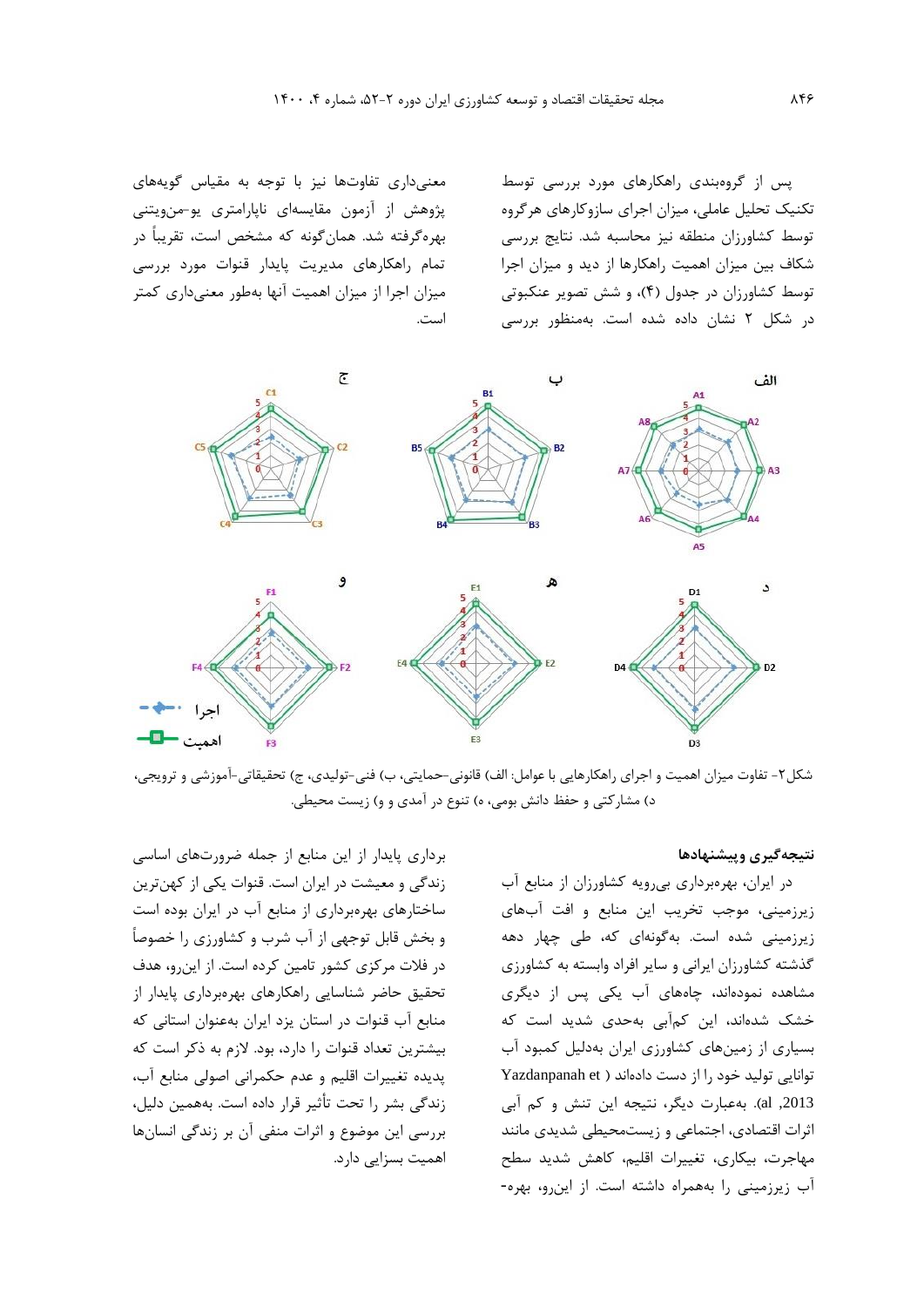پس از گروه‌بندی راهکارهای مورد بررسی توسط تکنیک تحلیل عاملی، میزان اجرای سازوکارهای هرگروه توسط کشاورزان منطقه نیز محاسبه شد. نتایج بررسی شکاف بین میزان اهمیت راهکارها از دید و میزان اجرا توسط کشاورزان در جدول (۴)، و شش تصویر عنکبوتی در شکل ۲ نشان داده شده است. به‌منظور بررسی معنی‌داری تفاوت‌ها نیز با توجه به مقیاس گویه‌های پژوهش از آزمون مقایسه‌ای ناپارامتری یو-من‌ویتنی بهره‌گرفته شد. همان‌گونه که مشخص است، تقریباً در تمام راهکارهای مدیریت پایدار قنوات مورد بررسی میزان اجرا از میزان اهمیت آنها به‌طور معنی‌داری کمتر است.

شکل۲- تفاوت میزان اهمیت و اجرای راهکارهایی با عوامل: الف) قانونی-حمایتی، ب) فنی-تولیدی، ج) تحقیقاتی-آموزشی و ترویجی، د) مشارکتی و حفظ دانش بومی، ه) تنوع در آمدی و و) زیست محیطی.

## نتیجه‌گیری وپیشنهادها

در ایران، بهره‌برداری بی‌رویه کشاورزان از منابع آب زیرزمینی، موجب تخریب این منابع و افت آب‌های زیرزمینی شده است. به‌گونه‌ای که، طی چهار دهه گذشته کشاورزان ایرانی و سایر افراد وابسته به کشاورزی مشاهده نموده‌اند، چاه‌های آب یکی پس از دیگری خشک شده‌اند، این کم‌آبی به‌حدی شدید است که بسیاری از زمین‌های کشاورزی ایران به‌دلیل کمبود آب توانایی تولید خود را از دست داده‌اند (Yazdanpanah et al, 2013). به‌عبارت دیگر، نتیجه این تنش و کم آبی اثرات اقتصادی، اجتماعی و زیست‌محیطی شدیدی مانند مهاجرت، بیکاری، تغییرات اقلیم، کاهش شدید سطح آب زیرزمینی را به‌همراه داشته است. از این‌رو، بهره-برداری پایدار از این منابع از جمله ضرورت‌های اساسی زندگی و معیشت در ایران است. قنوات یکی از کهن‌ترین ساختارهای بهره‌برداری از منابع آب در ایران بوده است و بخش قابل توجهی از آب شرب و کشاورزی را خصوصاً در فلات مرکزی کشور تامین کرده است. از این‌رو، هدف تحقیق حاضر شناسایی راهکارهای بهره‌برداری پایدار از منابع آب قنوات در استان یزد ایران به‌عنوان استانی که بیشترین تعداد قنوات را دارد، بود. لازم به ذکر است که پدیده تغییرات اقلیم و عدم حکمرانی اصولی منابع آب، زندگی بشر را تحت تأثیر قرار داده است. به‌همین دلیل، بررسی این موضوع و اثرات منفی آن بر زندگی انسان‌ها اهمیت بسزایی دارد.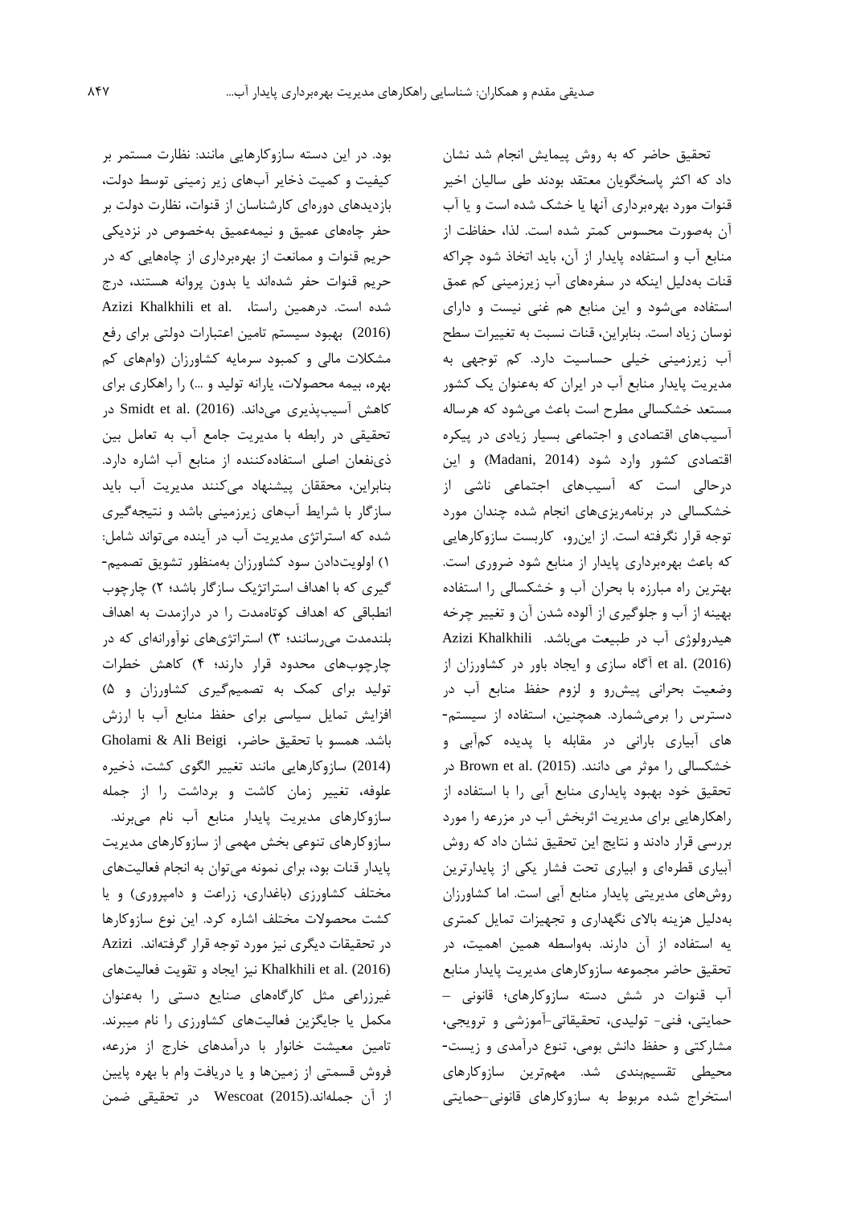تحقیق حاضر که به روش پیمایش انجام شد نشان داد که اکثر پاسخگویان معتقد بودند طی سالیان اخیر قنوات مورد بهره‌برداری آنها یا خشک شده است و یا آب آن به‌صورت محسوس کمتر شده است. لذا، حفاظت از منابع آب و استفاده پایدار از آن، باید اتخاذ شود چراکه قنات به‌دلیل اینکه در سفره‌های آب زیرزمینی کم عمق استفاده می‌شود و این منابع هم غنی نیست و دارای نوسان زیاد است. بنابراین، قنات نسبت به تغییرات سطح آب زیرزمینی خیلی حساسیت دارد. کم توجهی به مدیریت پایدار منابع آب در ایران که به‌عنوان یک کشور مستعد خشکسالی مطرح است باعث می‌شود که هرساله آسیب‌های اقتصادی و اجتماعی بسیار زیادی در پیکره اقتصادی کشور وارد شود (Madani, 2014) و این درحالی است که آسیب‌های اجتماعی ناشی از خشکسالی در برنامه‌ریزی‌های انجام شده چندان مورد توجه قرار نگرفته است. از این‌رو، کاربست سازوکارهایی که باعث بهره‌برداری پایدار از منابع شود ضروری است. بهترین راه مبارزه با بحران آب و خشکسالی را استفاده بهینه از آب و جلوگیری از آلوده شدن آن و تغییر چرخه هیدرولوژی آب در طبیعت می‌باشد. Azizi Khalkhili et al. (2016) آگاه سازی و ایجاد باور در کشاورزان از وضعیت بحرانی پیش‌رو و لزوم حفظ منابع آب در دسترس را برمی‌شمارد. همچنین، استفاده از سیستم‌های آبیاری بارانی در مقابله با پدیده کم‌آبی و خشکسالی را موثر می دانند. Brown et al. (2015) در تحقیق خود بهبود پایداری منابع آبی را با استفاده از راهکارهایی برای مدیریت اثربخش آب در مزرعه را مورد بررسی قرار دادند و نتایج این تحقیق نشان داد که روش آبیاری قطره‌ای و ابیاری تحت فشار یکی از پایدارترین روش‌های مدیریتی پایدار منابع آبی است. اما کشاورزان به‌دلیل هزینه بالای نگهداری و تجهیزات تمایل کمتری یه استفاده از آن دارند. به‌واسطه همین اهمیت، در تحقیق حاضر مجموعه سازوکارهای مدیریت پایدار منابع آب قنوات در شش دسته سازوکارهای؛ قانونی – حمایتی، فنی- تولیدی، تحقیقاتی-آموزشی و ترویجی، مشارکتی و حفظ دانش بومی، تنوع درآمدی و زیست-محیطی تقسیم‌بندی شد. مهم‌ترین سازوکارهای استخراج شده مربوط به سازوکارهای قانونی-حمایتی بود. در این دسته سازوکارهایی مانند: نظارت مستمر بر کیفیت و کمیت ذخایر آب‌های زیر زمینی توسط دولت، بازدیدهای دوره‌ای کارشناسان از قنوات، نظارت دولت بر حفر چاه‌های عمیق و نیمه‌عمیق به‌خصوص در نزدیکی حریم قنوات و ممانعت از بهره‌برداری از چاه‌هایی که در حریم قنوات حفر شده‌اند یا بدون پروانه هستند، درج شده است. درهمین راستا، Azizi Khalkhili et al. (2016) بهبود سیستم تامین اعتبارات دولتی برای رفع مشکلات مالی و کمبود سرمایه کشاورزان (وام‌های کم بهره، بیمه محصولات، یارانه تولید و ...) را راهکاری برای کاهش آسیب‌پذیری می‌داند. Smidt et al. (2016) در تحقیقی در رابطه با مدیریت جامع آب به تعامل بین ذی‌نفعان اصلی استفاده‌کننده از منابع آب اشاره دارد. بنابراین، محققان پیشنهاد می‌کنند مدیریت آب باید سازگار با شرایط آب‌های زیرزمینی باشد و نتیجه‌گیری شده که استراتژی مدیریت آب در آینده می‌تواند شامل: ۱) اولویت‌دادن سود کشاورزان به‌منظور تشویق تصمیم-گیری که با اهداف استراتژیک سازگار باشد؛ ۲) چارچوب انطباقی که اهداف کوتاه‌مدت را در درازمدت به اهداف بلندمدت می‌رسانند؛ ۳) استراتژی‌های نوآورانه‌ای که در چارچوب‌های محدود قرار دارند؛ ۴) کاهش خطرات تولید برای کمک به تصمیم‌گیری کشاورزان و ۵) افزایش تمایل سیاسی برای حفظ منابع آب با ارزش باشد. همسو با تحقیق حاضر، Gholami & Ali Beigi (2014) سازوکارهایی مانند تغییر الگوی کشت، ذخیره علوفه، تغییر زمان کاشت و برداشت را از جمله سازوکارهای مدیریت پایدار منابع آب نام می‌برند. سازوکارهای تنوعی بخش مهمی از سازوکارهای مدیریت پایدار قنات بود، برای نمونه می‌توان به انجام فعالیت‌های مختلف کشاورزی (باغداری، زراعت و دامپروری) و یا کشت محصولات مختلف اشاره کرد. این نوع سازوکارها در تحقیقات دیگری نیز مورد توجه قرار گرفته‌اند. Azizi Khalkhili et al. (2016) نیز ایجاد و تقویت فعالیت‌های غیرزراعی مثل کارگاه‌های صنایع دستی را به‌عنوان مکمل یا جایگزین فعالیت‌های کشاورزی را نام میبرند. تامین معیشت خانوار با درآمدهای خارج از مزرعه، فروش قسمتی از زمین‌ها و یا دریافت وام با بهره پایین از آن جمله‌اند.Wescoat (2015) در تحقیقی ضمن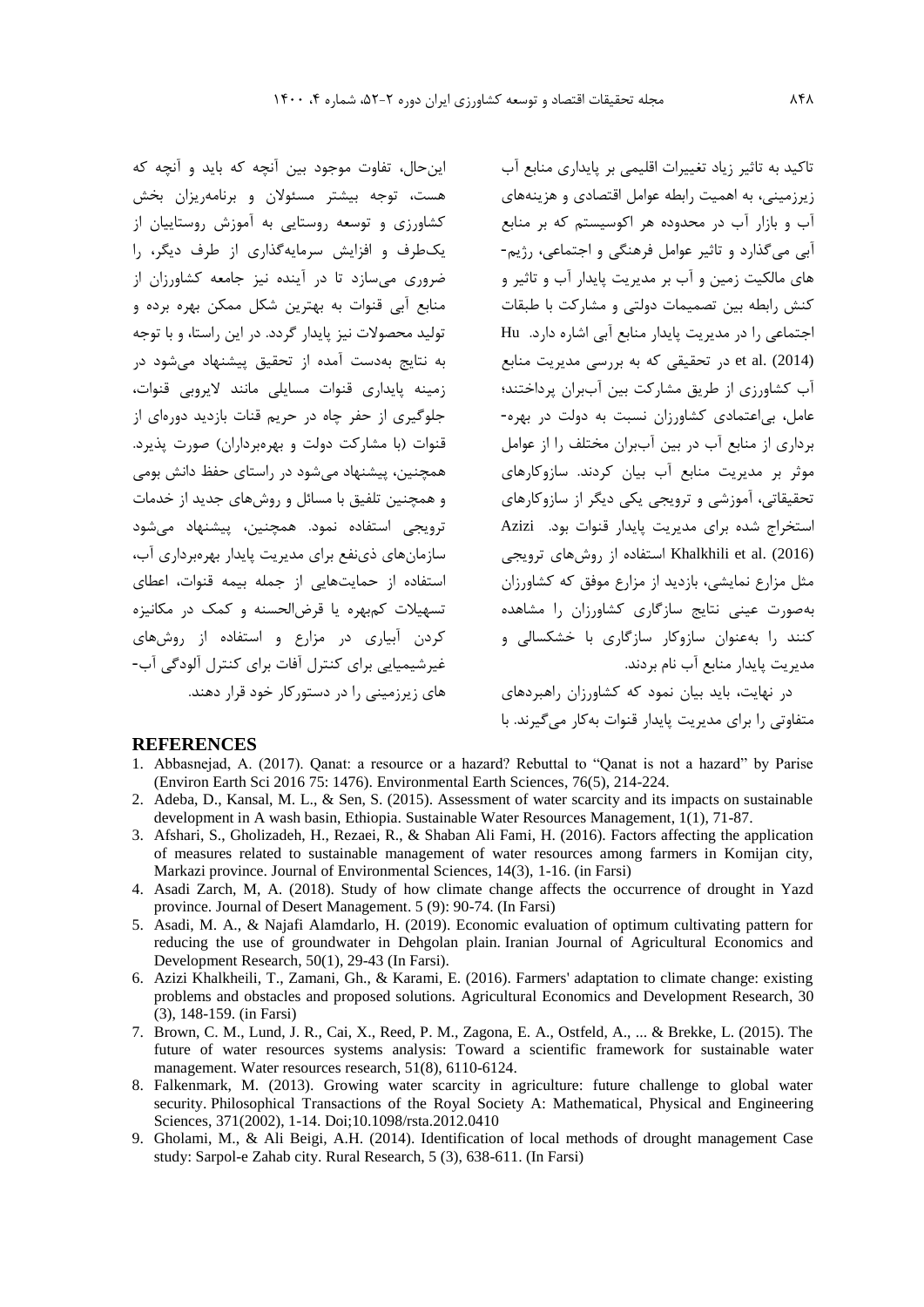تاکید به تاثیر زیاد تغییرات اقلیمی بر پایداری منابع آب زیرزمینی، به اهمیت رابطه عوامل اقتصادی و هزینه‌های آب و بازار آب در محدوده هر اکوسیستم که بر منابع آبی می‌گذارد و تاثیر عوامل فرهنگی و اجتماعی، رژیم-های مالکیت زمین و آب بر مدیریت پایدار آب و تاثیر و کنش رابطه بین تصمیمات دولتی و مشارکت با طبقات اجتماعی را در مدیریت پایدار منابع آبی اشاره دارد. Hu et al. (2014) در تحقیقی که به بررسی مدیریت منابع آب کشاورزی از طریق مشارکت بین آب‌بران پرداختند؛ عامل، بی‌اعتمادی کشاورزان نسبت به دولت در بهره-برداری از منابع آب در بین آب‌بران مختلف را از عوامل موثر بر مدیریت منابع آب بیان کردند. سازوکارهای تحقیقاتی، آموزشی و ترویجی یکی دیگر از سازوکارهای استخراج شده برای مدیریت پایدار قنوات بود. Azizi Khalkhili et al. (2016) استفاده از روش‌های ترویجی مثل مزارع نمایشی، بازدید از مزارع موفق که کشاورزان به‌صورت عینی نتایج سازگاری کشاورزان را مشاهده کنند را به‌عنوان سازوکار سازگاری با خشکسالی و مدیریت پایدار منابع آب نام بردند.

در نهایت، باید بیان نمود که کشاورزان راهبردهای متفاوتی را برای مدیریت پایدار قنوات به‌کار می‌گیرند. با این‌حال، تفاوت موجود بین آنچه که باید و آنچه که هست، توجه بیشتر مسئولان و برنامه‌ریزان بخش کشاورزی و توسعه روستایی به آموزش روستاییان از یک‌طرف و افزایش سرمایه‌گذاری از طرف دیگر، را ضروری می‌سازد تا در آینده نیز جامعه کشاورزان از منابع آبی قنوات به بهترین شکل ممکن بهره برده و تولید محصولات نیز پایدار گردد. در این راستا، و با توجه به نتایج به‌دست آمده از تحقیق پیشنهاد می‌شود در زمینه پایداری قنوات مسایلی مانند لایروبی قنوات، جلوگیری از حفر چاه در حریم قنات بازدید دوره‌ای از قنوات (با مشارکت دولت و بهره‌برداران) صورت پذیرد. همچنین، پیشنهاد می‌شود در راستای حفظ دانش بومی و همچنین تلفیق با مسائل و روش‌های جدید از خدمات ترویجی استفاده نمود. همچنین، پیشنهاد می‌شود سازمان‌های ذی‌نفع برای مدیریت پایدار بهره‌برداری آب، استفاده از حمایت‌هایی از جمله بیمه قنوات، اعطای تسهیلات کم‌بهره یا قرض‌الحسنه و کمک در مکانیزه کردن آبیاری در مزارع و استفاده از روش‌های غیرشیمیایی برای کنترل آفات برای کنترل آلودگی آب-های زیرزمینی را در دستورکار خود قرار دهند.

## REFERENCES

1. Abbasnejad, A. (2017). Qanat: a resource or a hazard? Rebuttal to "Qanat is not a hazard" by Parise (Environ Earth Sci 2016 75: 1476). Environmental Earth Sciences, 76(5), 214-224.
2. Adeba, D., Kansal, M. L., & Sen, S. (2015). Assessment of water scarcity and its impacts on sustainable development in A wash basin, Ethiopia. Sustainable Water Resources Management, 1(1), 71-87.
3. Afshari, S., Gholizadeh, H., Rezaei, R., & Shaban Ali Fami, H. (2016). Factors affecting the application of measures related to sustainable management of water resources among farmers in Komijan city, Markazi province. Journal of Environmental Sciences, 14(3), 1-16. (in Farsi)
4. Asadi Zarch, M, A. (2018). Study of how climate change affects the occurrence of drought in Yazd province. Journal of Desert Management. 5 (9): 90-74. (In Farsi)
5. Asadi, M. A., & Najafi Alamdarlo, H. (2019). Economic evaluation of optimum cultivating pattern for reducing the use of groundwater in Dehgolan plain. Iranian Journal of Agricultural Economics and Development Research, 50(1), 29-43 (In Farsi).
6. Azizi Khalkheili, T., Zamani, Gh., & Karami, E. (2016). Farmers' adaptation to climate change: existing problems and obstacles and proposed solutions. Agricultural Economics and Development Research, 30 (3), 148-159. (in Farsi)
7. Brown, C. M., Lund, J. R., Cai, X., Reed, P. M., Zagona, E. A., Ostfeld, A., ... & Brekke, L. (2015). The future of water resources systems analysis: Toward a scientific framework for sustainable water management. Water resources research, 51(8), 6110-6124.
8. Falkenmark, M. (2013). Growing water scarcity in agriculture: future challenge to global water security. Philosophical Transactions of the Royal Society A: Mathematical, Physical and Engineering Sciences, 371(2002), 1-14. Doi;10.1098/rsta.2012.0410
9. Gholami, M., & Ali Beigi, A.H. (2014). Identification of local methods of drought management Case study: Sarpol-e Zahab city. Rural Research, 5 (3), 638-611. (In Farsi)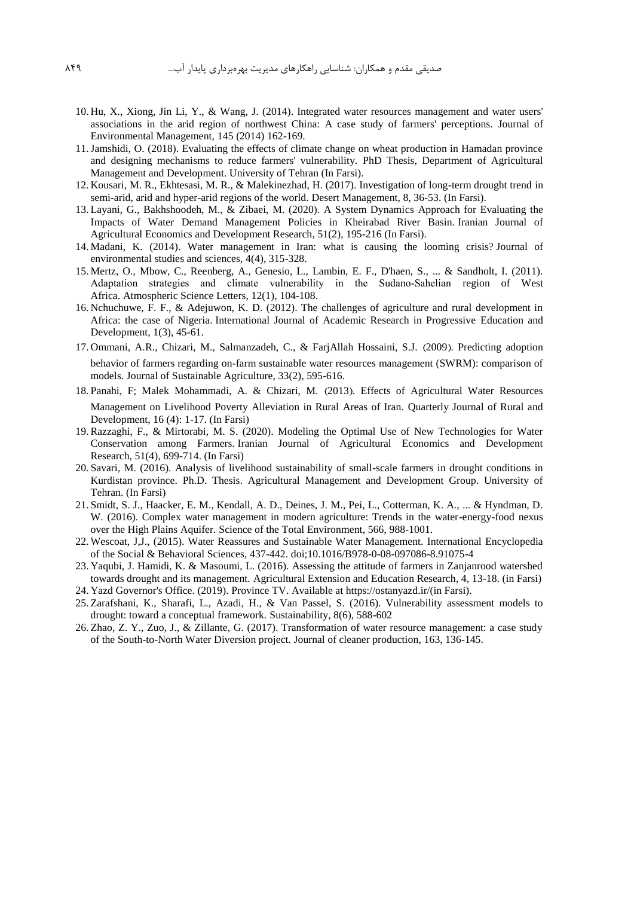10. Hu, X., Xiong, Jin Li, Y., & Wang, J. (2014). Integrated water resources management and water users' associations in the arid region of northwest China: A case study of farmers' perceptions. Journal of Environmental Management, 145 (2014) 162-169.
11. Jamshidi, O. (2018). Evaluating the effects of climate change on wheat production in Hamadan province and designing mechanisms to reduce farmers' vulnerability. PhD Thesis, Department of Agricultural Management and Development. University of Tehran (In Farsi).
12. Kousari, M. R., Ekhtesasi, M. R., & Malekinezhad, H. (2017). Investigation of long-term drought trend in semi-arid, arid and hyper-arid regions of the world. Desert Management, 8, 36-53. (In Farsi).
13. Layani, G., Bakhshoodeh, M., & Zibaei, M. (2020). A System Dynamics Approach for Evaluating the Impacts of Water Demand Management Policies in Kheirabad River Basin. Iranian Journal of Agricultural Economics and Development Research, 51(2), 195-216 (In Farsi).
14. Madani, K. (2014). Water management in Iran: what is causing the looming crisis? Journal of environmental studies and sciences, 4(4), 315-328.
15. Mertz, O., Mbow, C., Reenberg, A., Genesio, L., Lambin, E. F., D'haen, S., ... & Sandholt, I. (2011). Adaptation strategies and climate vulnerability in the Sudano-Sahelian region of West Africa. Atmospheric Science Letters, 12(1), 104-108.
16. Nchuchuwe, F. F., & Adejuwon, K. D. (2012). The challenges of agriculture and rural development in Africa: the case of Nigeria. International Journal of Academic Research in Progressive Education and Development, 1(3), 45-61.
17. Ommani, A.R., Chizari, M., Salmanzadeh, C., & FarjAllah Hossaini, S.J. (2009). Predicting adoption behavior of farmers regarding on-farm sustainable water resources management (SWRM): comparison of models. Journal of Sustainable Agriculture, 33(2), 595-616.
18. Panahi, F; Malek Mohammadi, A. & Chizari, M. (2013). Effects of Agricultural Water Resources Management on Livelihood Poverty Alleviation in Rural Areas of Iran. Quarterly Journal of Rural and Development, 16 (4): 1-17. (In Farsi)
19. Razzaghi, F., & Mirtorabi, M. S. (2020). Modeling the Optimal Use of New Technologies for Water Conservation among Farmers. Iranian Journal of Agricultural Economics and Development Research, 51(4), 699-714. (In Farsi)
20. Savari, M. (2016). Analysis of livelihood sustainability of small-scale farmers in drought conditions in Kurdistan province. Ph.D. Thesis. Agricultural Management and Development Group. University of Tehran. (In Farsi)
21. Smidt, S. J., Haacker, E. M., Kendall, A. D., Deines, J. M., Pei, L., Cotterman, K. A., ... & Hyndman, D. W. (2016). Complex water management in modern agriculture: Trends in the water-energy-food nexus over the High Plains Aquifer. Science of the Total Environment, 566, 988-1001.
22. Wescoat, J,J., (2015). Water Reassures and Sustainable Water Management. International Encyclopedia of the Social & Behavioral Sciences, 437-442. doi;10.1016/B978-0-08-097086-8.91075-4
23. Yaqubi, J. Hamidi, K. & Masoumi, L. (2016). Assessing the attitude of farmers in Zanjanrood watershed towards drought and its management. Agricultural Extension and Education Research, 4, 13-18. (in Farsi)
24. Yazd Governor's Office. (2019). Province TV. Available at https://ostanyazd.ir/(in Farsi).
25. Zarafshani, K., Sharafi, L., Azadi, H., & Van Passel, S. (2016). Vulnerability assessment models to drought: toward a conceptual framework. Sustainability, 8(6), 588-602
26. Zhao, Z. Y., Zuo, J., & Zillante, G. (2017). Transformation of water resource management: a case study of the South-to-North Water Diversion project. Journal of cleaner production, 163, 136-145.